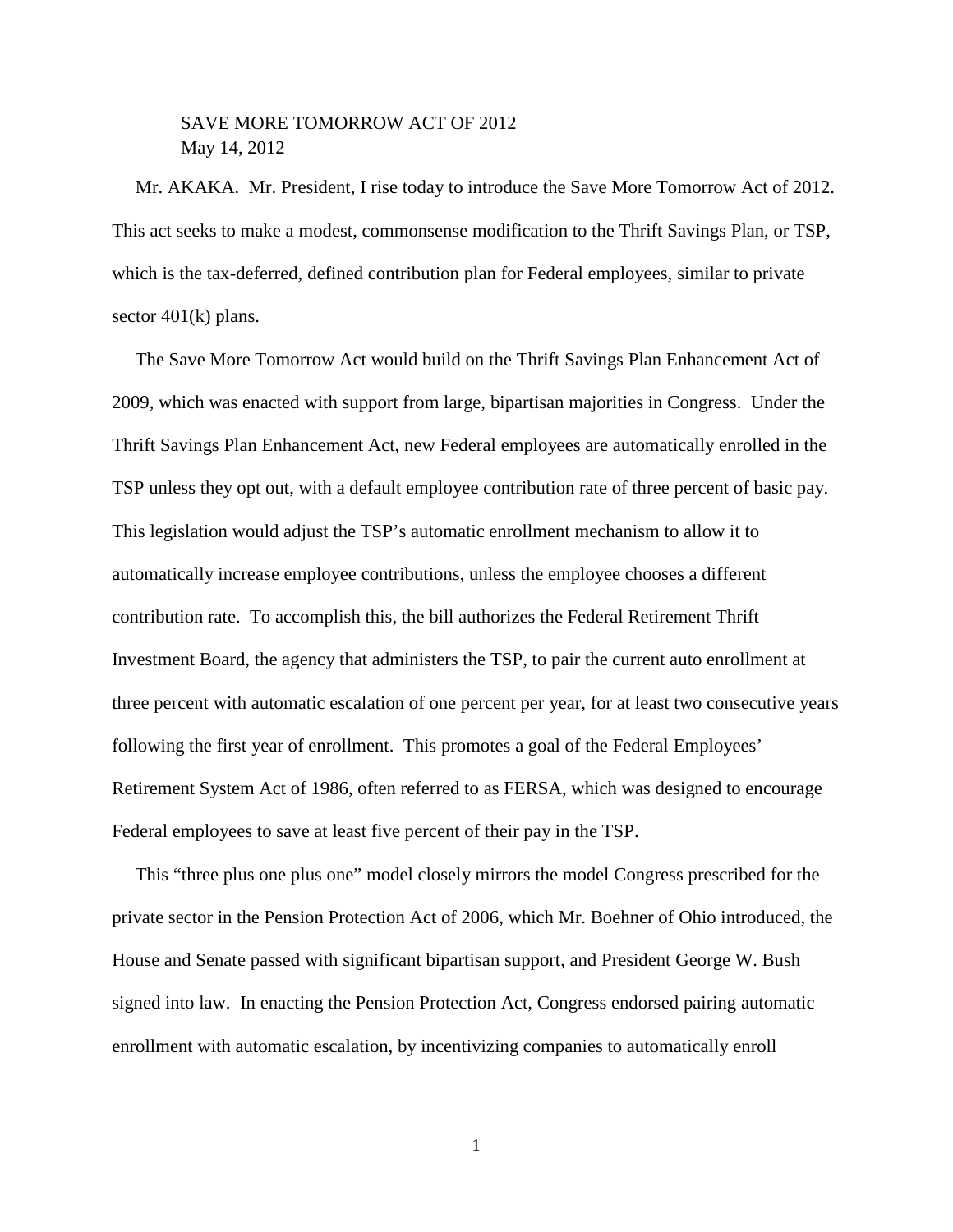SAVE MORE TOMORROW ACT OF 2012
May 14, 2012

Mr. AKAKA. Mr. President, I rise today to introduce the Save More Tomorrow Act of 2012. This act seeks to make a modest, commonsense modification to the Thrift Savings Plan, or TSP, which is the tax-deferred, defined contribution plan for Federal employees, similar to private sector 401(k) plans.

The Save More Tomorrow Act would build on the Thrift Savings Plan Enhancement Act of 2009, which was enacted with support from large, bipartisan majorities in Congress. Under the Thrift Savings Plan Enhancement Act, new Federal employees are automatically enrolled in the TSP unless they opt out, with a default employee contribution rate of three percent of basic pay. This legislation would adjust the TSP's automatic enrollment mechanism to allow it to automatically increase employee contributions, unless the employee chooses a different contribution rate. To accomplish this, the bill authorizes the Federal Retirement Thrift Investment Board, the agency that administers the TSP, to pair the current auto enrollment at three percent with automatic escalation of one percent per year, for at least two consecutive years following the first year of enrollment. This promotes a goal of the Federal Employees' Retirement System Act of 1986, often referred to as FERSA, which was designed to encourage Federal employees to save at least five percent of their pay in the TSP.

This "three plus one plus one" model closely mirrors the model Congress prescribed for the private sector in the Pension Protection Act of 2006, which Mr. Boehner of Ohio introduced, the House and Senate passed with significant bipartisan support, and President George W. Bush signed into law. In enacting the Pension Protection Act, Congress endorsed pairing automatic enrollment with automatic escalation, by incentivizing companies to automatically enroll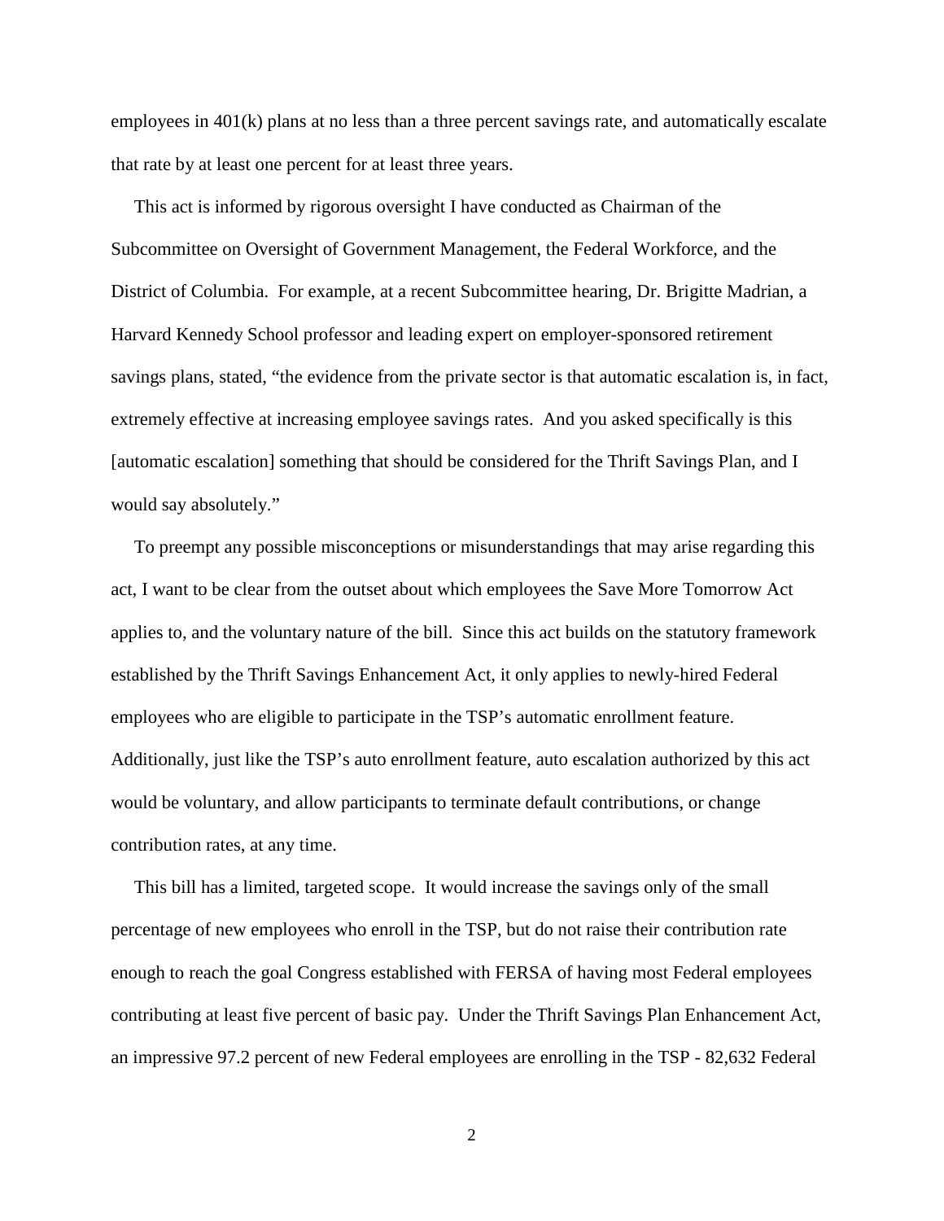employees in 401(k) plans at no less than a three percent savings rate, and automatically escalate that rate by at least one percent for at least three years.

This act is informed by rigorous oversight I have conducted as Chairman of the Subcommittee on Oversight of Government Management, the Federal Workforce, and the District of Columbia. For example, at a recent Subcommittee hearing, Dr. Brigitte Madrian, a Harvard Kennedy School professor and leading expert on employer-sponsored retirement savings plans, stated, "the evidence from the private sector is that automatic escalation is, in fact, extremely effective at increasing employee savings rates. And you asked specifically is this [automatic escalation] something that should be considered for the Thrift Savings Plan, and I would say absolutely."

To preempt any possible misconceptions or misunderstandings that may arise regarding this act, I want to be clear from the outset about which employees the Save More Tomorrow Act applies to, and the voluntary nature of the bill. Since this act builds on the statutory framework established by the Thrift Savings Enhancement Act, it only applies to newly-hired Federal employees who are eligible to participate in the TSP's automatic enrollment feature. Additionally, just like the TSP's auto enrollment feature, auto escalation authorized by this act would be voluntary, and allow participants to terminate default contributions, or change contribution rates, at any time.

This bill has a limited, targeted scope. It would increase the savings only of the small percentage of new employees who enroll in the TSP, but do not raise their contribution rate enough to reach the goal Congress established with FERSA of having most Federal employees contributing at least five percent of basic pay. Under the Thrift Savings Plan Enhancement Act, an impressive 97.2 percent of new Federal employees are enrolling in the TSP - 82,632 Federal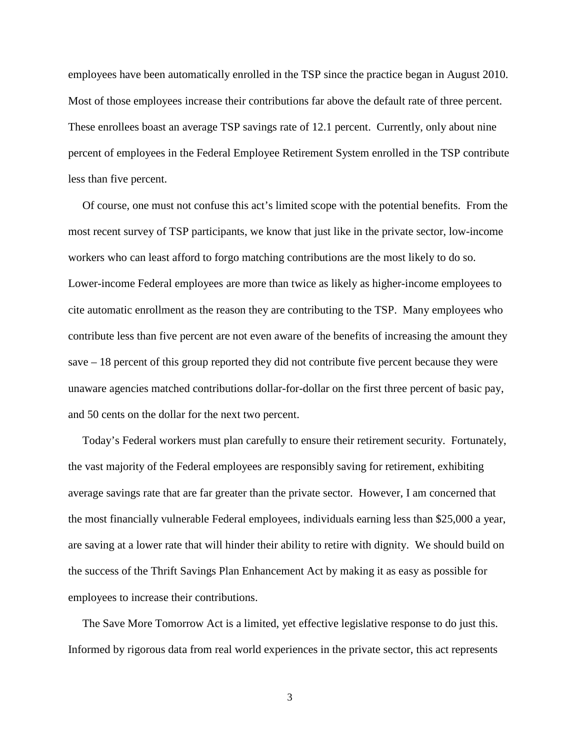employees have been automatically enrolled in the TSP since the practice began in August 2010. Most of those employees increase their contributions far above the default rate of three percent. These enrollees boast an average TSP savings rate of 12.1 percent. Currently, only about nine percent of employees in the Federal Employee Retirement System enrolled in the TSP contribute less than five percent.

Of course, one must not confuse this act's limited scope with the potential benefits. From the most recent survey of TSP participants, we know that just like in the private sector, low-income workers who can least afford to forgo matching contributions are the most likely to do so. Lower-income Federal employees are more than twice as likely as higher-income employees to cite automatic enrollment as the reason they are contributing to the TSP. Many employees who contribute less than five percent are not even aware of the benefits of increasing the amount they save – 18 percent of this group reported they did not contribute five percent because they were unaware agencies matched contributions dollar-for-dollar on the first three percent of basic pay, and 50 cents on the dollar for the next two percent.

Today's Federal workers must plan carefully to ensure their retirement security. Fortunately, the vast majority of the Federal employees are responsibly saving for retirement, exhibiting average savings rate that are far greater than the private sector. However, I am concerned that the most financially vulnerable Federal employees, individuals earning less than $25,000 a year, are saving at a lower rate that will hinder their ability to retire with dignity. We should build on the success of the Thrift Savings Plan Enhancement Act by making it as easy as possible for employees to increase their contributions.

The Save More Tomorrow Act is a limited, yet effective legislative response to do just this. Informed by rigorous data from real world experiences in the private sector, this act represents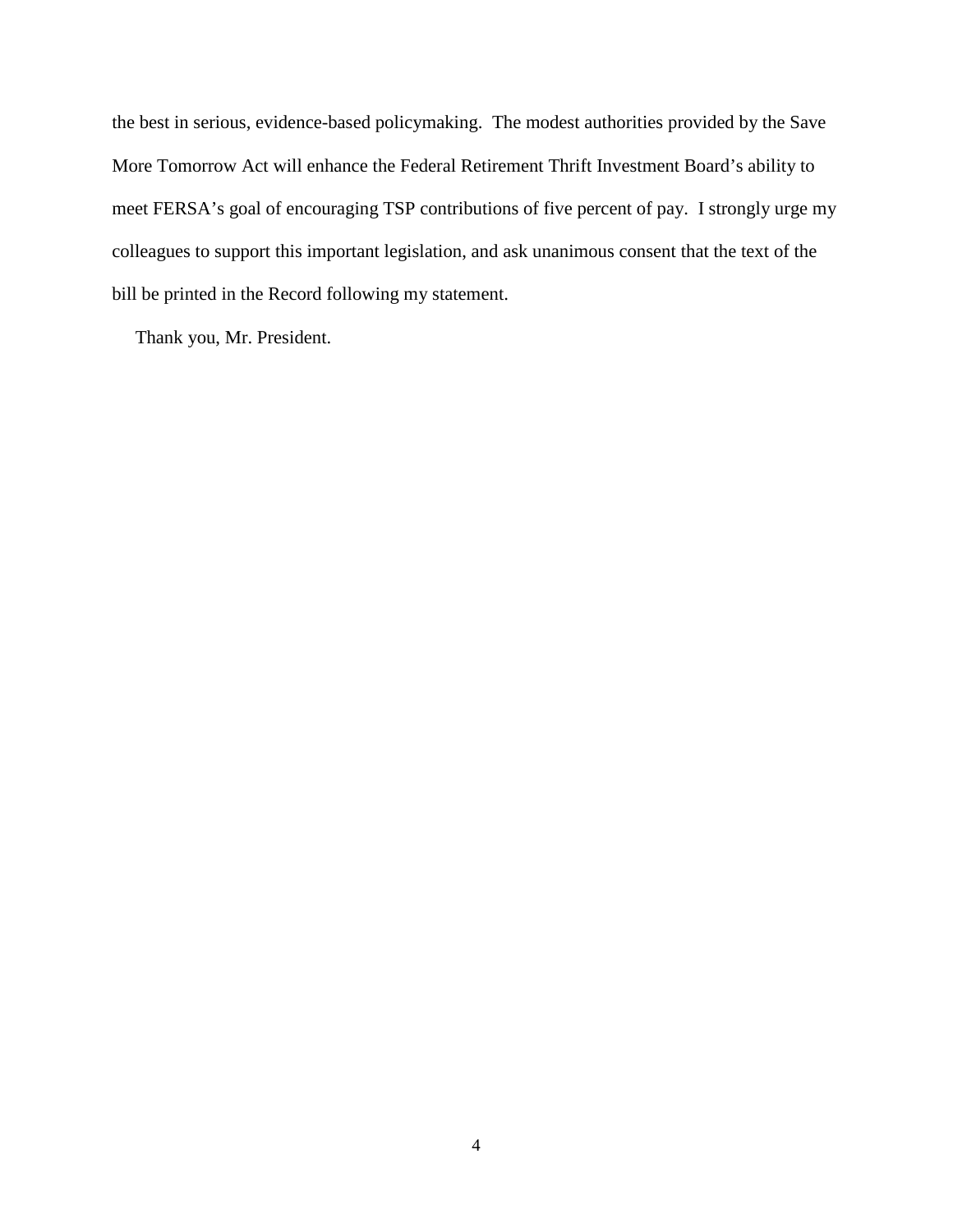the best in serious, evidence-based policymaking. The modest authorities provided by the Save More Tomorrow Act will enhance the Federal Retirement Thrift Investment Board's ability to meet FERSA's goal of encouraging TSP contributions of five percent of pay. I strongly urge my colleagues to support this important legislation, and ask unanimous consent that the text of the bill be printed in the Record following my statement.

Thank you, Mr. President.